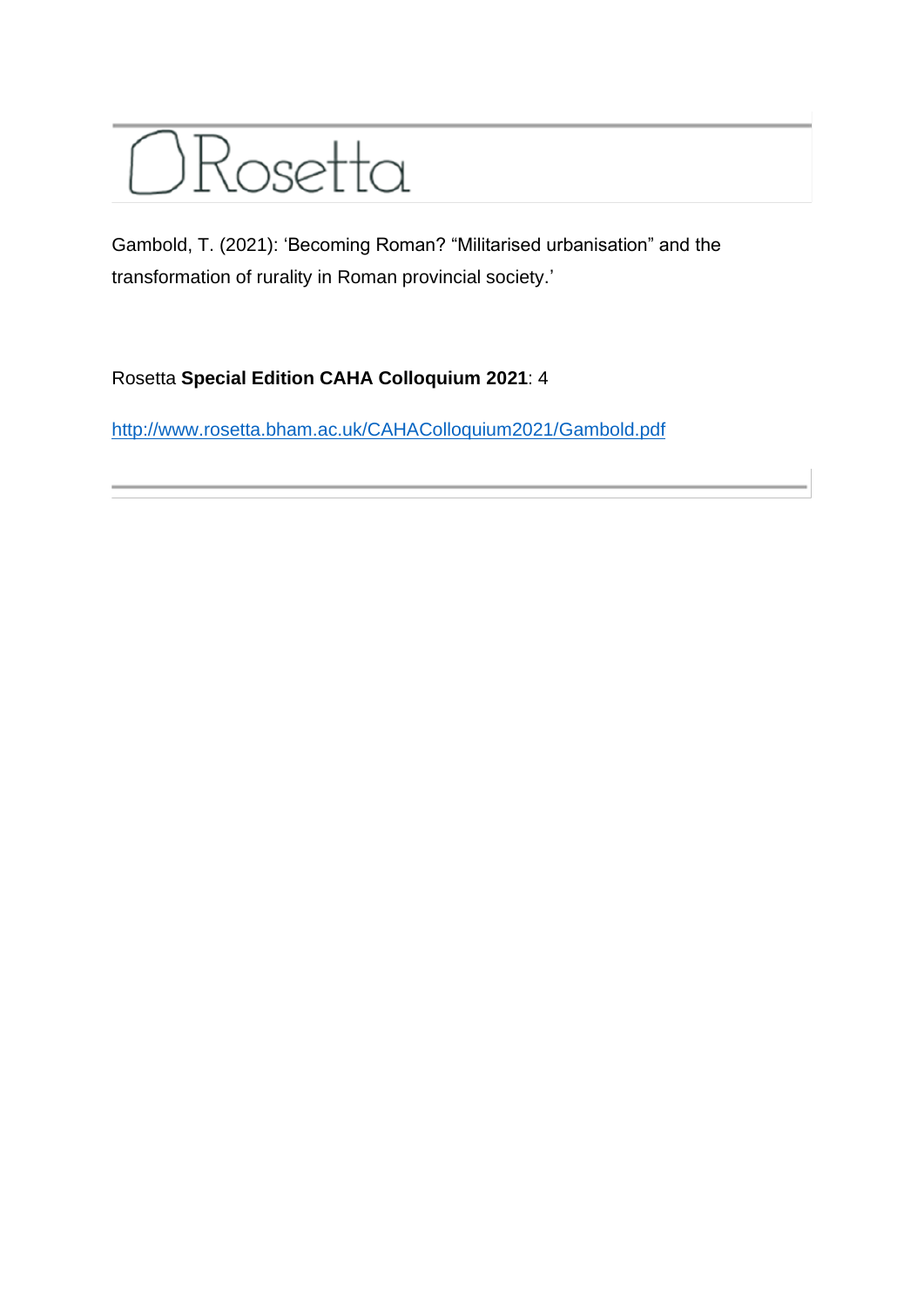# Rosetta

Gambold, T. (2021): 'Becoming Roman? "Militarised urbanisation" and the transformation of rurality in Roman provincial society.'

Rosetta **Special Edition CAHA Colloquium 2021**: 4

http://www.rosetta.bham.ac.uk/CAHAColloquium2021/Gambold.pdf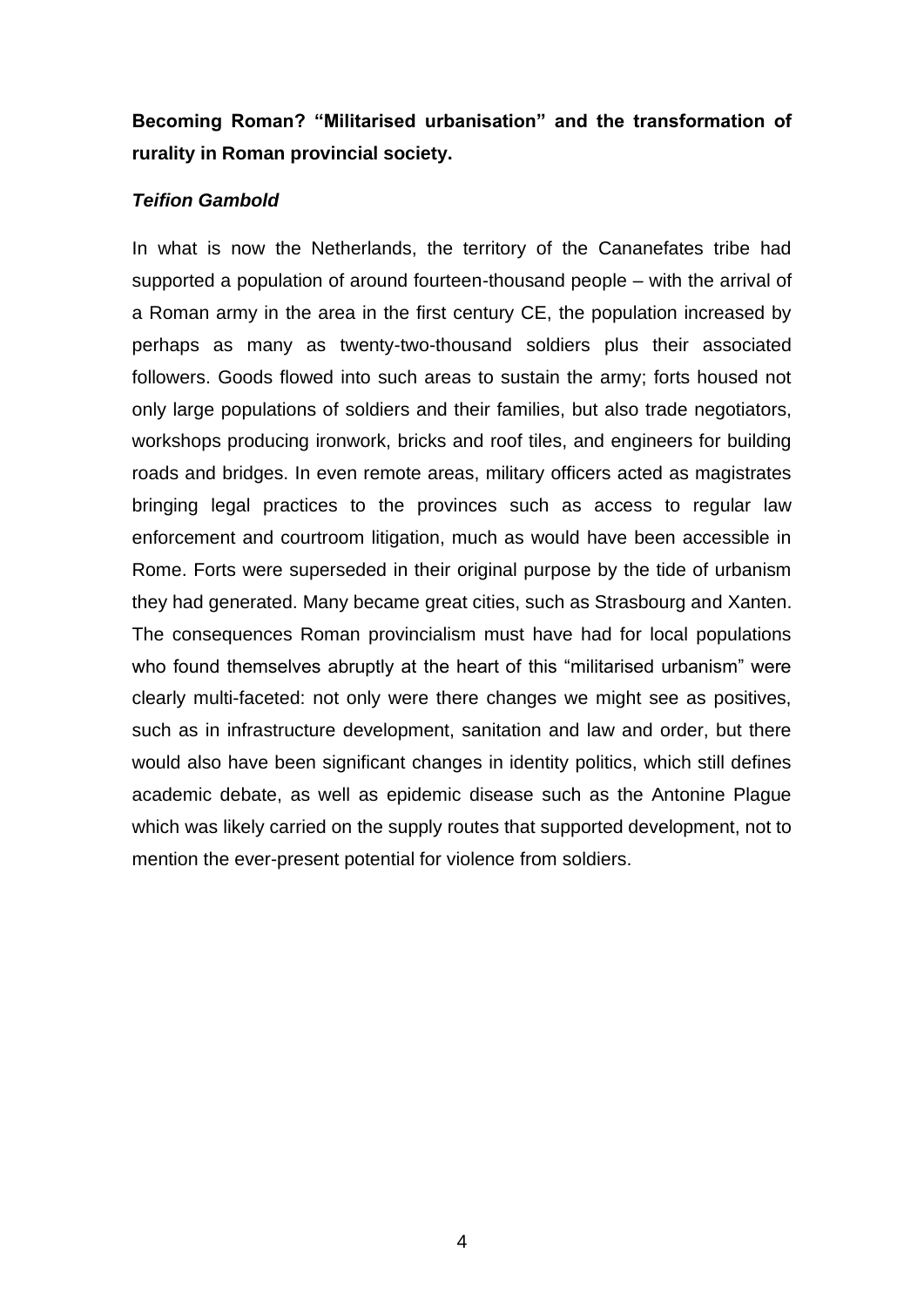**Becoming Roman? "Militarised urbanisation" and the transformation of rurality in Roman provincial society.**

***Teifion Gambold***

In what is now the Netherlands, the territory of the Cananefates tribe had supported a population of around fourteen-thousand people – with the arrival of a Roman army in the area in the first century CE, the population increased by perhaps as many as twenty-two-thousand soldiers plus their associated followers. Goods flowed into such areas to sustain the army; forts housed not only large populations of soldiers and their families, but also trade negotiators, workshops producing ironwork, bricks and roof tiles, and engineers for building roads and bridges. In even remote areas, military officers acted as magistrates bringing legal practices to the provinces such as access to regular law enforcement and courtroom litigation, much as would have been accessible in Rome. Forts were superseded in their original purpose by the tide of urbanism they had generated. Many became great cities, such as Strasbourg and Xanten. The consequences Roman provincialism must have had for local populations who found themselves abruptly at the heart of this "militarised urbanism" were clearly multi-faceted: not only were there changes we might see as positives, such as in infrastructure development, sanitation and law and order, but there would also have been significant changes in identity politics, which still defines academic debate, as well as epidemic disease such as the Antonine Plague which was likely carried on the supply routes that supported development, not to mention the ever-present potential for violence from soldiers.